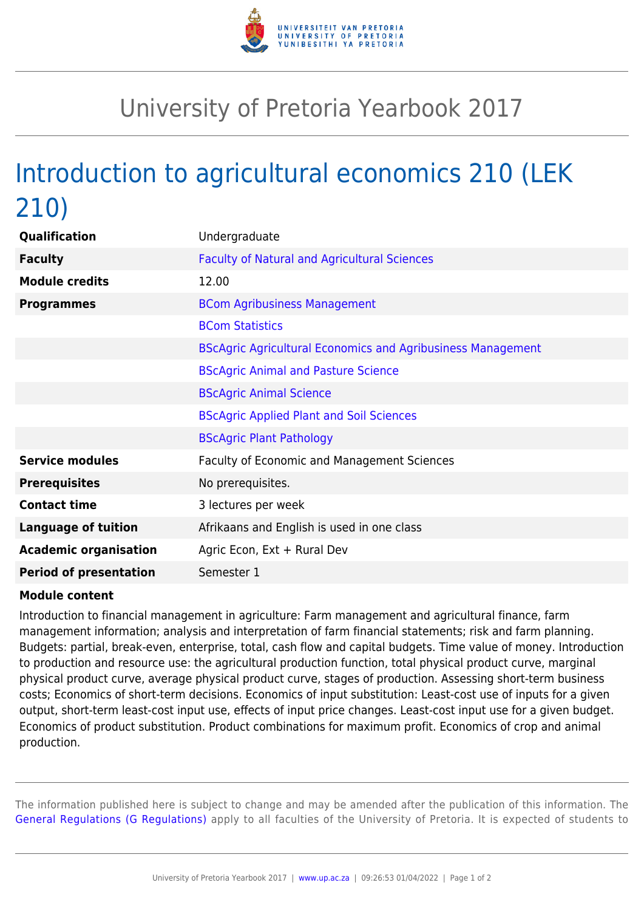# University of Pretoria Yearbook 2017

## Introduction to agricultural economics 210 (LEK 210)

| | |
|---|---|
| **Qualification** | Undergraduate |
| **Faculty** | Faculty of Natural and Agricultural Sciences |
| **Module credits** | 12.00 |
| **Programmes** | BCom Agribusiness Management |
| | BCom Statistics |
| | BScAgric Agricultural Economics and Agribusiness Management |
| | BScAgric Animal and Pasture Science |
| | BScAgric Animal Science |
| | BScAgric Applied Plant and Soil Sciences |
| | BScAgric Plant Pathology |
| **Service modules** | Faculty of Economic and Management Sciences |
| **Prerequisites** | No prerequisites. |
| **Contact time** | 3 lectures per week |
| **Language of tuition** | Afrikaans and English is used in one class |
| **Academic organisation** | Agric Econ, Ext + Rural Dev |
| **Period of presentation** | Semester 1 |

**Module content**

Introduction to financial management in agriculture: Farm management and agricultural finance, farm management information; analysis and interpretation of farm financial statements; risk and farm planning. Budgets: partial, break-even, enterprise, total, cash flow and capital budgets. Time value of money. Introduction to production and resource use: the agricultural production function, total physical product curve, marginal physical product curve, average physical product curve, stages of production. Assessing short-term business costs; Economics of short-term decisions. Economics of input substitution: Least-cost use of inputs for a given output, short-term least-cost input use, effects of input price changes. Least-cost input use for a given budget. Economics of product substitution. Product combinations for maximum profit. Economics of crop and animal production.

The information published here is subject to change and may be amended after the publication of this information. The General Regulations (G Regulations) apply to all faculties of the University of Pretoria. It is expected of students to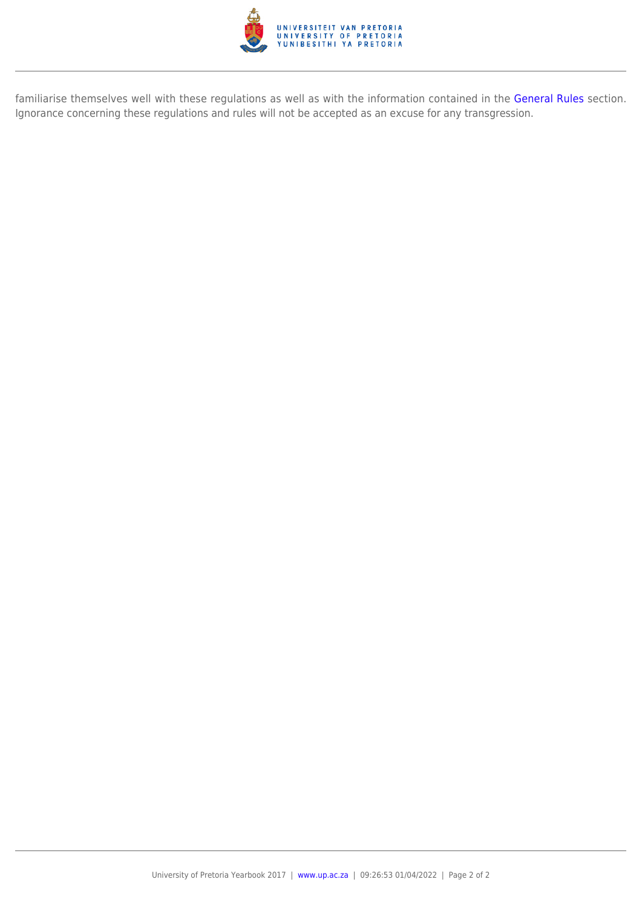familiarise themselves well with these regulations as well as with the information contained in the General Rules section. Ignorance concerning these regulations and rules will not be accepted as an excuse for any transgression.